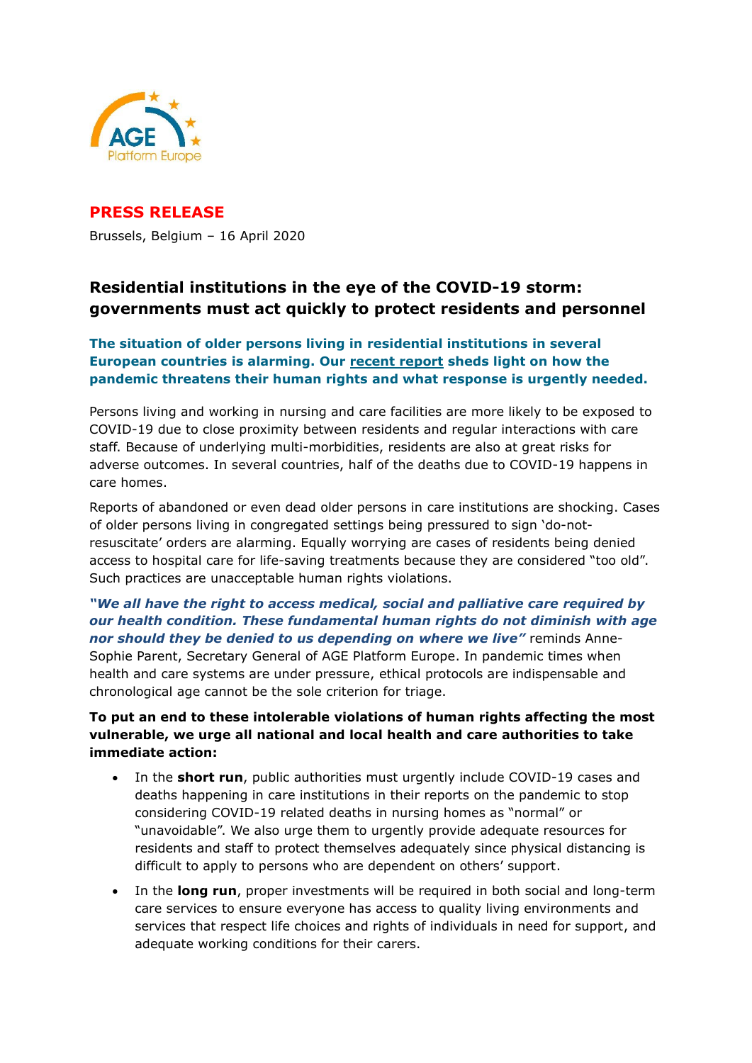AGE Platform Europe

**PRESS RELEASE**

Brussels, Belgium – 16 April 2020

# Residential institutions in the eye of the COVID-19 storm: governments must act quickly to protect residents and personnel

**The situation of older persons living in residential institutions in several European countries is alarming. Our recent report sheds light on how the pandemic threatens their human rights and what response is urgently needed.**

Persons living and working in nursing and care facilities are more likely to be exposed to COVID-19 due to close proximity between residents and regular interactions with care staff. Because of underlying multi-morbidities, residents are also at great risks for adverse outcomes. In several countries, half of the deaths due to COVID-19 happens in care homes.

Reports of abandoned or even dead older persons in care institutions are shocking. Cases of older persons living in congregated settings being pressured to sign 'do-not-resuscitate' orders are alarming. Equally worrying are cases of residents being denied access to hospital care for life-saving treatments because they are considered "too old". Such practices are unacceptable human rights violations.

***"We all have the right to access medical, social and palliative care required by our health condition. These fundamental human rights do not diminish with age nor should they be denied to us depending on where we live"*** reminds Anne-Sophie Parent, Secretary General of AGE Platform Europe. In pandemic times when health and care systems are under pressure, ethical protocols are indispensable and chronological age cannot be the sole criterion for triage.

**To put an end to these intolerable violations of human rights affecting the most vulnerable, we urge all national and local health and care authorities to take immediate action:**

- In the **short run**, public authorities must urgently include COVID-19 cases and deaths happening in care institutions in their reports on the pandemic to stop considering COVID-19 related deaths in nursing homes as "normal" or "unavoidable". We also urge them to urgently provide adequate resources for residents and staff to protect themselves adequately since physical distancing is difficult to apply to persons who are dependent on others' support.
- In the **long run**, proper investments will be required in both social and long-term care services to ensure everyone has access to quality living environments and services that respect life choices and rights of individuals in need for support, and adequate working conditions for their carers.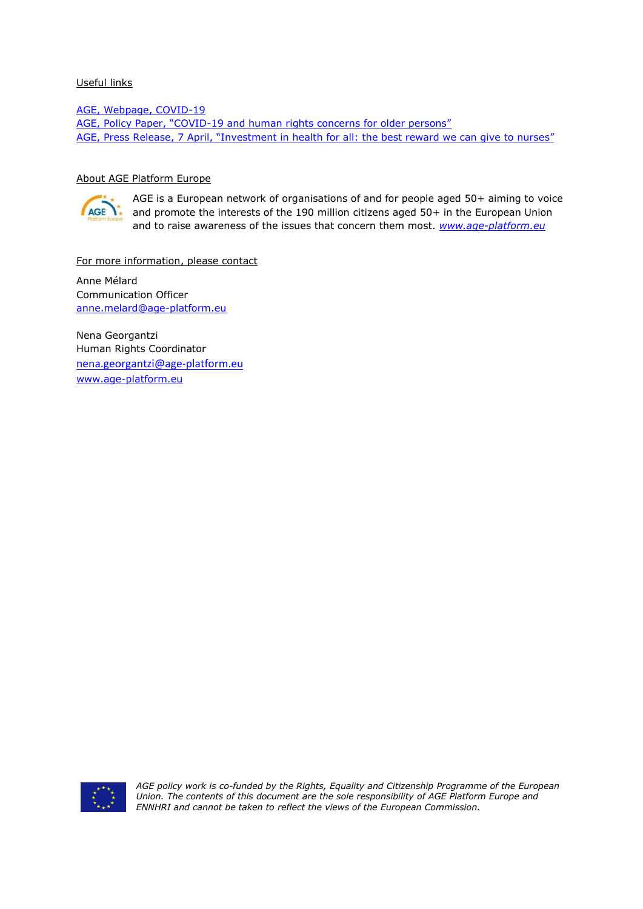Useful links

[AGE, Webpage, COVID-19](#)
[AGE, Policy Paper, "COVID-19 and human rights concerns for older persons"](#)
[AGE, Press Release, 7 April, "Investment in health for all: the best reward we can give to nurses"](#)

About AGE Platform Europe

AGE is a European network of organisations of and for people aged 50+ aiming to voice and promote the interests of the 190 million citizens aged 50+ in the European Union and to raise awareness of the issues that concern them most. *www.age-platform.eu*

For more information, please contact

Anne Mélard
Communication Officer
anne.melard@age-platform.eu

Nena Georgantzi
Human Rights Coordinator
nena.georgantzi@age-platform.eu
www.age-platform.eu

*AGE policy work is co-funded by the Rights, Equality and Citizenship Programme of the European Union. The contents of this document are the sole responsibility of AGE Platform Europe and ENNHRI and cannot be taken to reflect the views of the European Commission.*